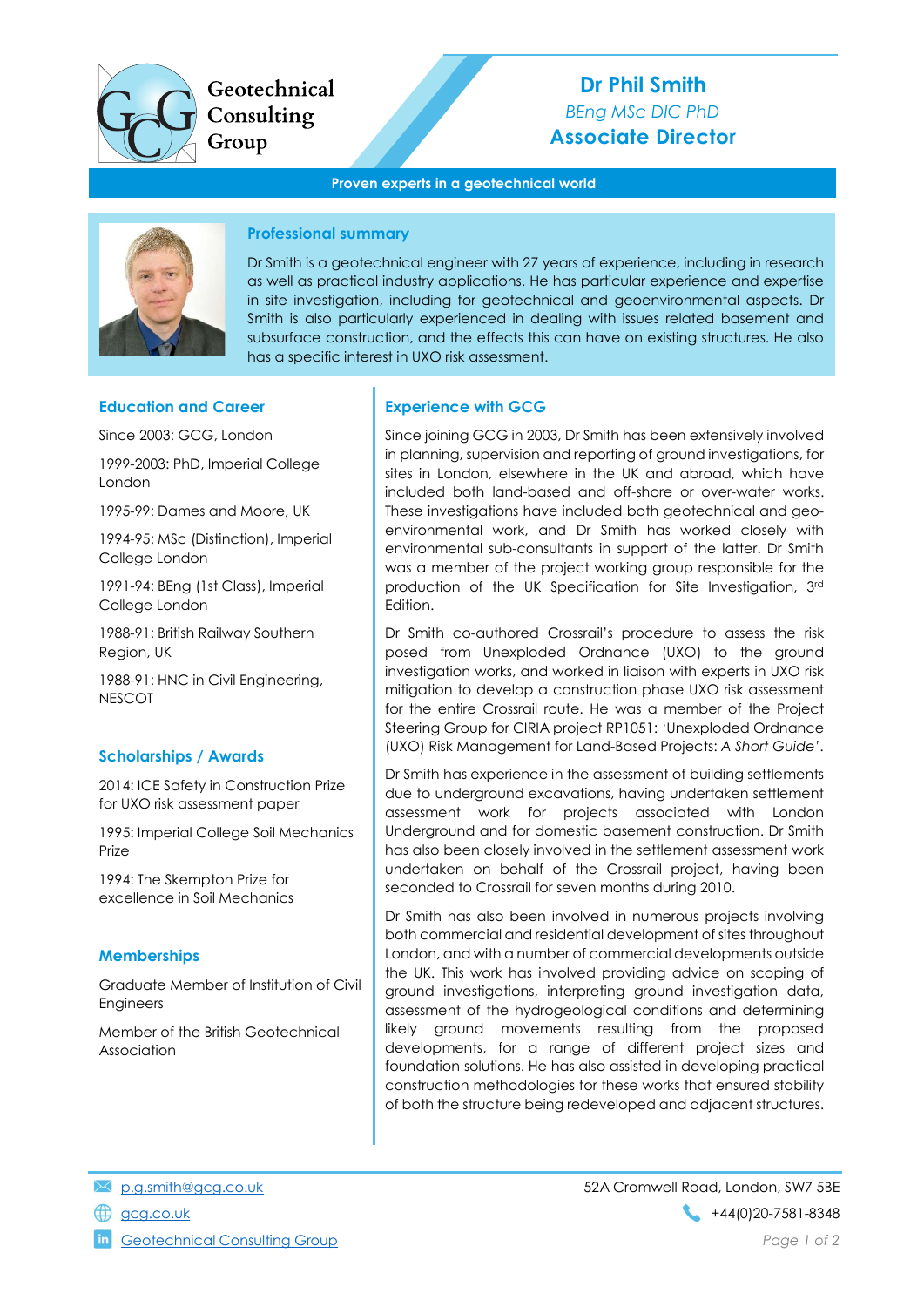Geotechnical Consulting Group

# Dr Phil Smith

*BEng MSc DIC PhD*

**Associate Director**

**Proven experts in a geotechnical world**

## Professional summary

Dr Smith is a geotechnical engineer with 27 years of experience, including in research as well as practical industry applications. He has particular experience and expertise in site investigation, including for geotechnical and geoenvironmental aspects. Dr Smith is also particularly experienced in dealing with issues related basement and subsurface construction, and the effects this can have on existing structures. He also has a specific interest in UXO risk assessment.

## Education and Career

Since 2003: GCG, London

1999-2003: PhD, Imperial College London

1995-99: Dames and Moore, UK

1994-95: MSc (Distinction), Imperial College London

1991-94: BEng (1st Class), Imperial College London

1988-91: British Railway Southern Region, UK

1988-91: HNC in Civil Engineering, NESCOT

## Scholarships / Awards

2014: ICE Safety in Construction Prize for UXO risk assessment paper

1995: Imperial College Soil Mechanics Prize

1994: The Skempton Prize for excellence in Soil Mechanics

## Memberships

Graduate Member of Institution of Civil Engineers

Member of the British Geotechnical Association

## Experience with GCG

Since joining GCG in 2003, Dr Smith has been extensively involved in planning, supervision and reporting of ground investigations, for sites in London, elsewhere in the UK and abroad, which have included both land-based and off-shore or over-water works. These investigations have included both geotechnical and geo-environmental work, and Dr Smith has worked closely with environmental sub-consultants in support of the latter. Dr Smith was a member of the project working group responsible for the production of the UK Specification for Site Investigation, 3rd Edition.

Dr Smith co-authored Crossrail's procedure to assess the risk posed from Unexploded Ordnance (UXO) to the ground investigation works, and worked in liaison with experts in UXO risk mitigation to develop a construction phase UXO risk assessment for the entire Crossrail route. He was a member of the Project Steering Group for CIRIA project RP1051: 'Unexploded Ordnance (UXO) Risk Management for Land-Based Projects: *A Short Guide*'.

Dr Smith has experience in the assessment of building settlements due to underground excavations, having undertaken settlement assessment work for projects associated with London Underground and for domestic basement construction. Dr Smith has also been closely involved in the settlement assessment work undertaken on behalf of the Crossrail project, having been seconded to Crossrail for seven months during 2010.

Dr Smith has also been involved in numerous projects involving both commercial and residential development of sites throughout London, and with a number of commercial developments outside the UK. This work has involved providing advice on scoping of ground investigations, interpreting ground investigation data, assessment of the hydrogeological conditions and determining likely ground movements resulting from the proposed developments, for a range of different project sizes and foundation solutions. He has also assisted in developing practical construction methodologies for these works that ensured stability of both the structure being redeveloped and adjacent structures.

p.g.smith@gcg.co.uk

gcg.co.uk

Geotechnical Consulting Group

52A Cromwell Road, London, SW7 5BE

+44(0)20-7581-8348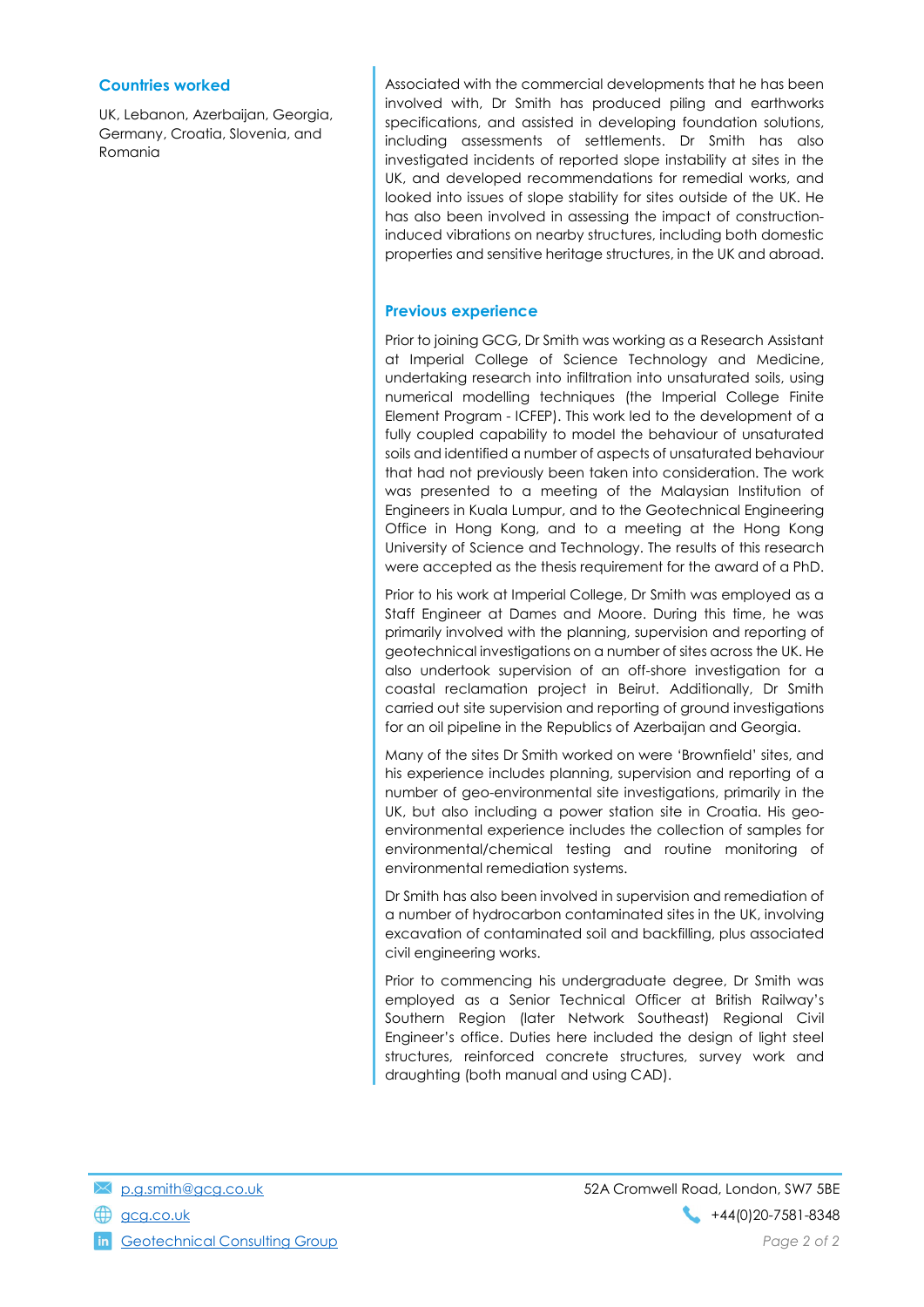## Countries worked

UK, Lebanon, Azerbaijan, Georgia, Germany, Croatia, Slovenia, and Romania

Associated with the commercial developments that he has been involved with, Dr Smith has produced piling and earthworks specifications, and assisted in developing foundation solutions, including assessments of settlements. Dr Smith has also investigated incidents of reported slope instability at sites in the UK, and developed recommendations for remedial works, and looked into issues of slope stability for sites outside of the UK. He has also been involved in assessing the impact of construction-induced vibrations on nearby structures, including both domestic properties and sensitive heritage structures, in the UK and abroad.

## Previous experience

Prior to joining GCG, Dr Smith was working as a Research Assistant at Imperial College of Science Technology and Medicine, undertaking research into infiltration into unsaturated soils, using numerical modelling techniques (the Imperial College Finite Element Program - ICFEP). This work led to the development of a fully coupled capability to model the behaviour of unsaturated soils and identified a number of aspects of unsaturated behaviour that had not previously been taken into consideration. The work was presented to a meeting of the Malaysian Institution of Engineers in Kuala Lumpur, and to the Geotechnical Engineering Office in Hong Kong, and to a meeting at the Hong Kong University of Science and Technology. The results of this research were accepted as the thesis requirement for the award of a PhD.

Prior to his work at Imperial College, Dr Smith was employed as a Staff Engineer at Dames and Moore. During this time, he was primarily involved with the planning, supervision and reporting of geotechnical investigations on a number of sites across the UK. He also undertook supervision of an off-shore investigation for a coastal reclamation project in Beirut. Additionally, Dr Smith carried out site supervision and reporting of ground investigations for an oil pipeline in the Republics of Azerbaijan and Georgia.

Many of the sites Dr Smith worked on were 'Brownfield' sites, and his experience includes planning, supervision and reporting of a number of geo-environmental site investigations, primarily in the UK, but also including a power station site in Croatia. His geo-environmental experience includes the collection of samples for environmental/chemical testing and routine monitoring of environmental remediation systems.

Dr Smith has also been involved in supervision and remediation of a number of hydrocarbon contaminated sites in the UK, involving excavation of contaminated soil and backfilling, plus associated civil engineering works.

Prior to commencing his undergraduate degree, Dr Smith was employed as a Senior Technical Officer at British Railway's Southern Region (later Network Southeast) Regional Civil Engineer's office. Duties here included the design of light steel structures, reinforced concrete structures, survey work and draughting (both manual and using CAD).

p.g.smith@gcg.co.uk

gcg.co.uk

Geotechnical Consulting Group

52A Cromwell Road, London, SW7 5BE

+44(0)20-7581-8348